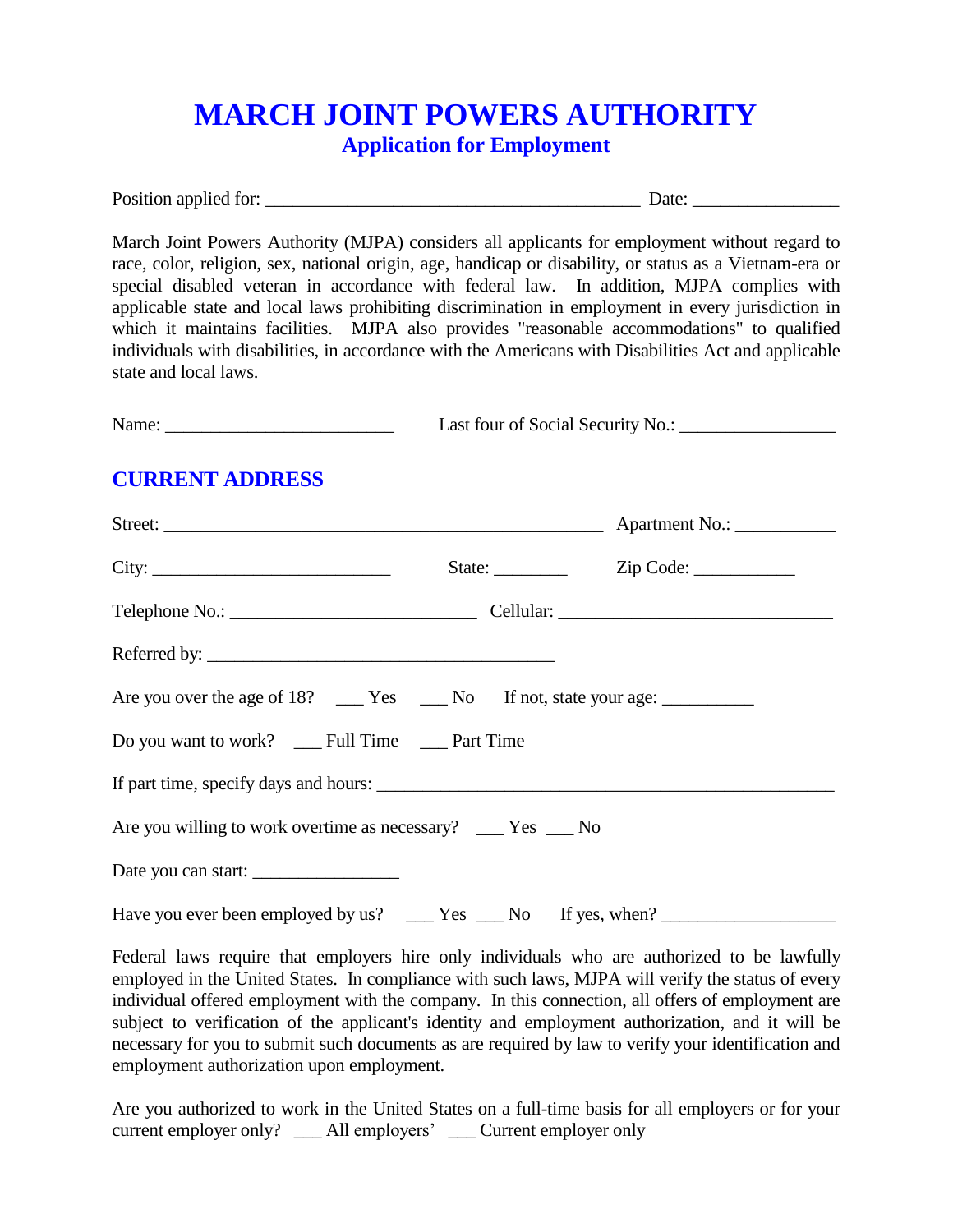# MARCH JOINT POWERS AUTHORITY

## Application for Employment

Position applied for: ________________________________________ Date: _______________

March Joint Powers Authority (MJPA) considers all applicants for employment without regard to race, color, religion, sex, national origin, age, handicap or disability, or status as a Vietnam-era or special disabled veteran in accordance with federal law. In addition, MJPA complies with applicable state and local laws prohibiting discrimination in employment in every jurisdiction in which it maintains facilities. MJPA also provides "reasonable accommodations" to qualified individuals with disabilities, in accordance with the Americans with Disabilities Act and applicable state and local laws.

Name: ________________________ Last four of Social Security No.: ________________

## CURRENT ADDRESS

Street: ______________________________________________ Apartment No.: __________

City: _________________________ State: ________ Zip Code: ___________

Telephone No.: __________________________ Cellular: _____________________________

Referred by: _____________________________________

Are you over the age of 18? ___ Yes ___ No If not, state your age: __________

Do you want to work? ___ Full Time ___ Part Time

If part time, specify days and hours: ________________________________________________

Are you willing to work overtime as necessary? ___ Yes ___ No

Date you can start: ________________

Have you ever been employed by us? ___ Yes ___ No If yes, when? __________________

Federal laws require that employers hire only individuals who are authorized to be lawfully employed in the United States. In compliance with such laws, MJPA will verify the status of every individual offered employment with the company. In this connection, all offers of employment are subject to verification of the applicant's identity and employment authorization, and it will be necessary for you to submit such documents as are required by law to verify your identification and employment authorization upon employment.

Are you authorized to work in the United States on a full-time basis for all employers or for your current employer only? ___ All employers' ___ Current employer only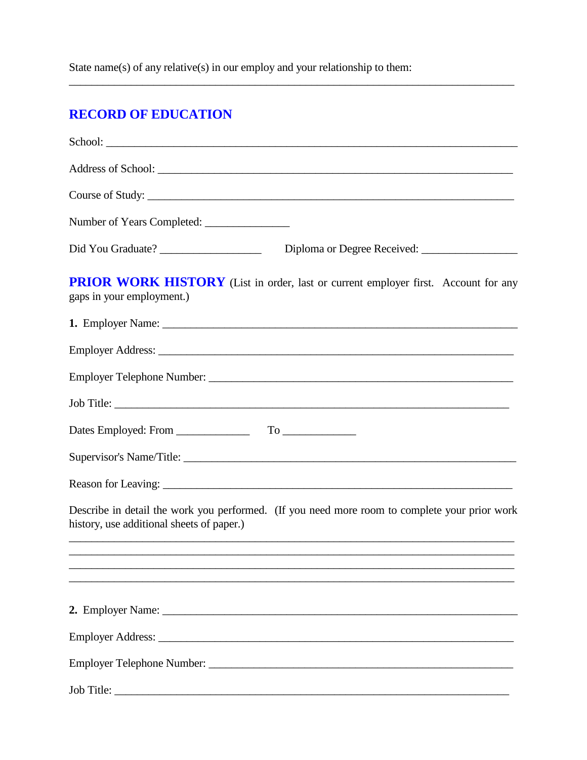State name(s) of any relative(s) in our employ and your relationship to them:

_______________________________________________________________________________

## RECORD OF EDUCATION

School: _______________________________________________________________________

Address of School: ______________________________________________________________

Course of Study: _______________________________________________________________

Number of Years Completed: _______________

Did You Graduate? __________________ Diploma or Degree Received: _________________

## PRIOR WORK HISTORY (List in order, last or current employer first. Account for any gaps in your employment.)

**1.** Employer Name: ______________________________________________________________

Employer Address: ______________________________________________________________

Employer Telephone Number: ______________________________________________________

Job Title: _______________________________________________________________________

Dates Employed: From _____________ To _____________

Supervisor's Name/Title: __________________________________________________________

Reason for Leaving: ______________________________________________________________

Describe in detail the work you performed. (If you need more room to complete your prior work history, use additional sheets of paper.)

_______________________________________________________________________________
_______________________________________________________________________________
_______________________________________________________________________________
_______________________________________________________________________________

**2.** Employer Name: ______________________________________________________________

Employer Address: ______________________________________________________________

Employer Telephone Number: ______________________________________________________

Job Title: _______________________________________________________________________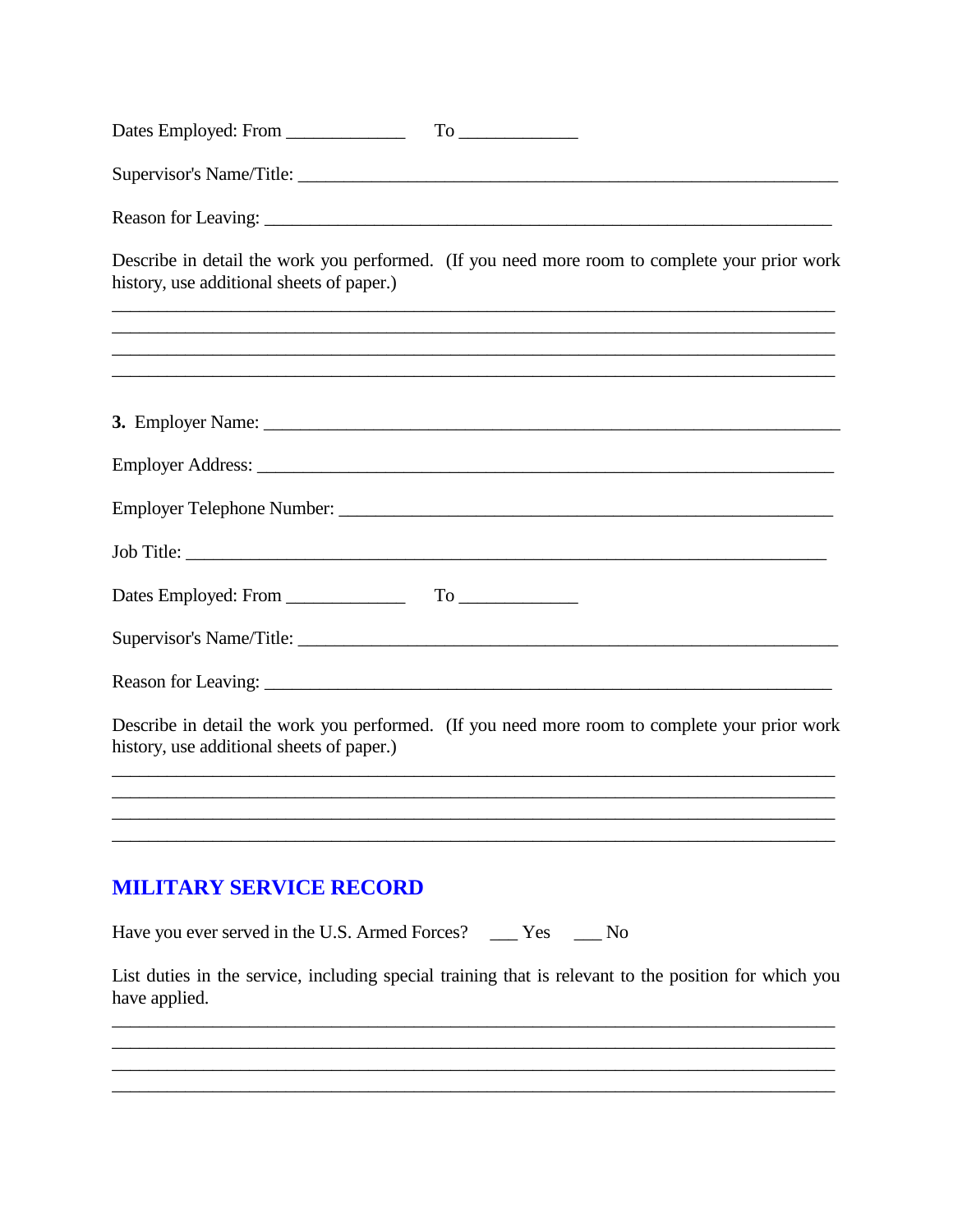Dates Employed: From _____________ To _____________

Supervisor's Name/Title: ____________________________________________________________

Reason for Leaving: ________________________________________________________________

Describe in detail the work you performed. (If you need more room to complete your prior work history, use additional sheets of paper.)

________________________________________________________________________________
________________________________________________________________________________
________________________________________________________________________________
________________________________________________________________________________

**3.** Employer Name: ________________________________________________________________

Employer Address: ___________________________________________________________________

Employer Telephone Number: ___________________________________________________________

Job Title: _________________________________________________________________________

Dates Employed: From _____________ To _____________

Supervisor's Name/Title: ____________________________________________________________

Reason for Leaving: ________________________________________________________________

Describe in detail the work you performed. (If you need more room to complete your prior work history, use additional sheets of paper.)

________________________________________________________________________________
________________________________________________________________________________
________________________________________________________________________________
________________________________________________________________________________

## MILITARY SERVICE RECORD

Have you ever served in the U.S. Armed Forces? ___ Yes ___ No

List duties in the service, including special training that is relevant to the position for which you have applied.

________________________________________________________________________________
________________________________________________________________________________
________________________________________________________________________________
________________________________________________________________________________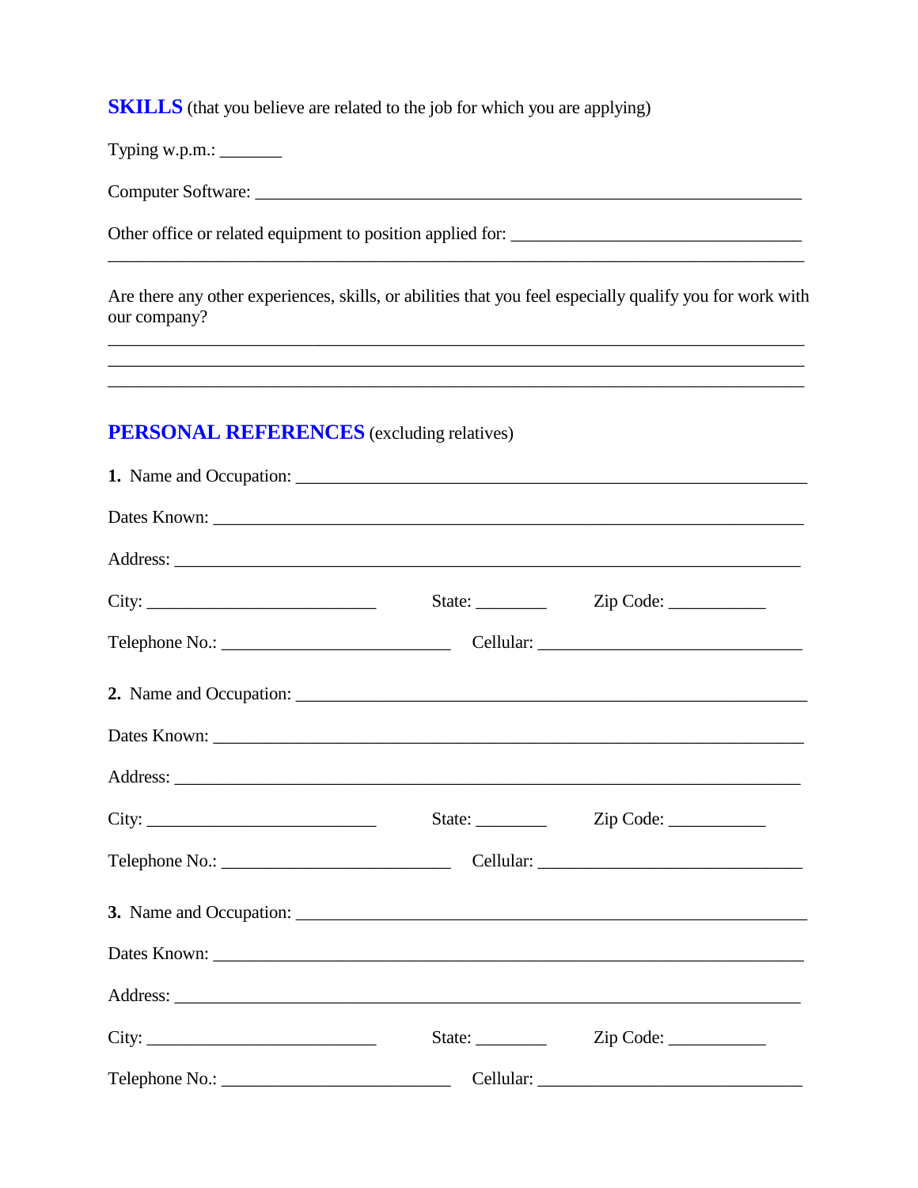## SKILLS (that you believe are related to the job for which you are applying)

Typing w.p.m.: _______

Computer Software: ________________________________________________________________

Other office or related equipment to position applied for: _________________________________
______________________________________________________________________________

Are there any other experiences, skills, or abilities that you feel especially qualify you for work with our company?

______________________________________________________________________________
______________________________________________________________________________
______________________________________________________________________________

## PERSONAL REFERENCES (excluding relatives)

**1.** Name and Occupation: __________________________________________________________

Dates Known: ____________________________________________________________________

Address: ________________________________________________________________________

City: __________________________ State: ________ Zip Code: ___________

Telephone No.: __________________________ Cellular: ______________________________

**2.** Name and Occupation: __________________________________________________________

Dates Known: ____________________________________________________________________

Address: ________________________________________________________________________

City: __________________________ State: ________ Zip Code: ___________

Telephone No.: __________________________ Cellular: ______________________________

**3.** Name and Occupation: __________________________________________________________

Dates Known: ____________________________________________________________________

Address: ________________________________________________________________________

City: __________________________ State: ________ Zip Code: ___________

Telephone No.: __________________________ Cellular: ______________________________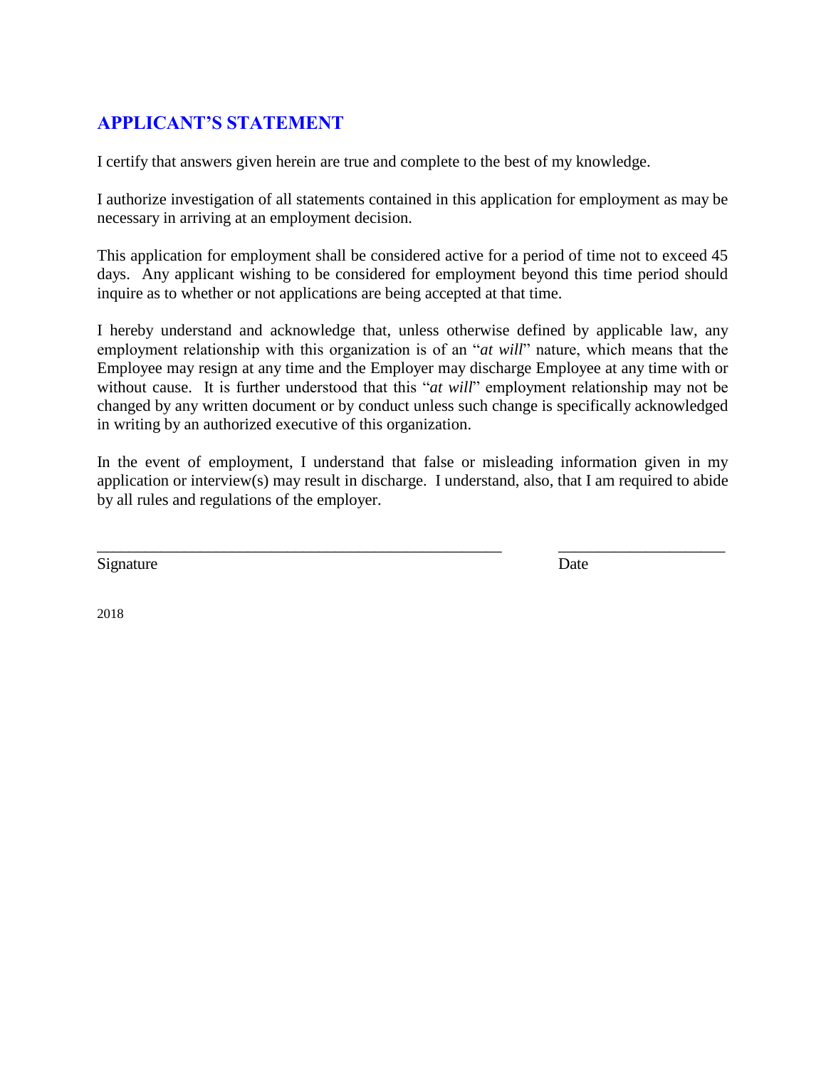## APPLICANT'S STATEMENT

I certify that answers given herein are true and complete to the best of my knowledge.

I authorize investigation of all statements contained in this application for employment as may be necessary in arriving at an employment decision.

This application for employment shall be considered active for a period of time not to exceed 45 days. Any applicant wishing to be considered for employment beyond this time period should inquire as to whether or not applications are being accepted at that time.

I hereby understand and acknowledge that, unless otherwise defined by applicable law, any employment relationship with this organization is of an "*at will*" nature, which means that the Employee may resign at any time and the Employer may discharge Employee at any time with or without cause. It is further understood that this "*at will*" employment relationship may not be changed by any written document or by conduct unless such change is specifically acknowledged in writing by an authorized executive of this organization.

In the event of employment, I understand that false or misleading information given in my application or interview(s) may result in discharge. I understand, also, that I am required to abide by all rules and regulations of the employer.

\_\_\_\_\_\_\_\_\_\_\_\_\_\_\_\_\_\_\_\_\_\_\_\_\_\_\_\_\_\_\_\_\_\_\_\_\_\_\_\_\_\_\_\_\_\_\_\_ \_\_\_\_\_\_\_\_\_\_\_\_\_\_\_\_\_\_\_\_\_

Signature Date

2018